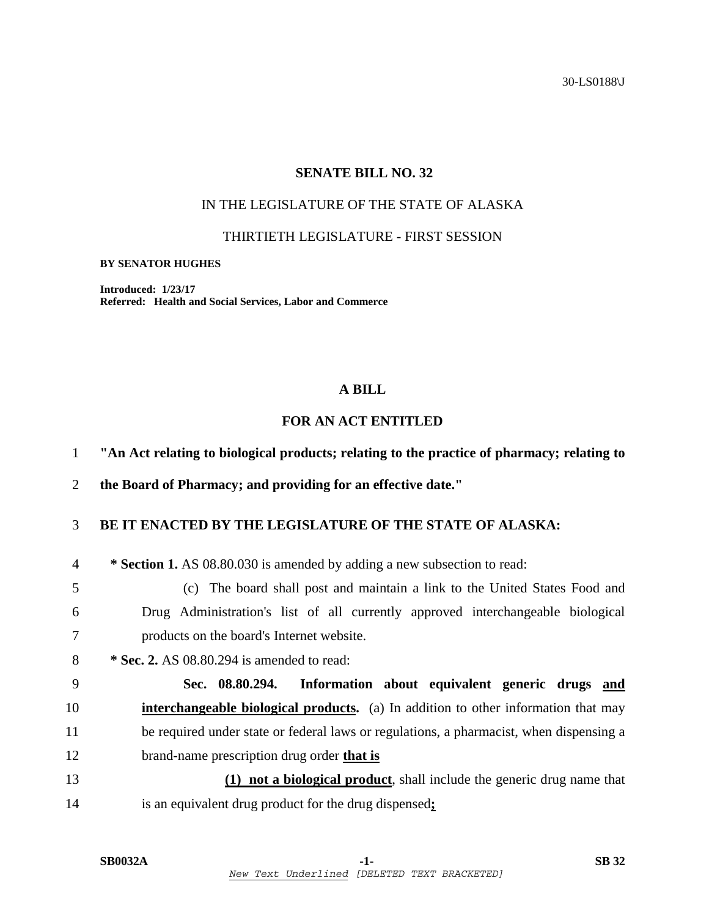30-LS0188\J

# SENATE BILL NO. 32

IN THE LEGISLATURE OF THE STATE OF ALASKA

THIRTIETH LEGISLATURE - FIRST SESSION

**BY SENATOR HUGHES**

**Introduced: 1/23/17**
**Referred: Health and Social Services, Labor and Commerce**

## A BILL

## FOR AN ACT ENTITLED

1 **"An Act relating to biological products; relating to the practice of pharmacy; relating to**
2 **the Board of Pharmacy; and providing for an effective date."**

3 **BE IT ENACTED BY THE LEGISLATURE OF THE STATE OF ALASKA:**

4 **\* Section 1.** AS 08.80.030 is amended by adding a new subsection to read:

5 (c) The board shall post and maintain a link to the United States Food and
6 Drug Administration's list of all currently approved interchangeable biological
7 products on the board's Internet website.

8 **\* Sec. 2.** AS 08.80.294 is amended to read:

9 **Sec. 08.80.294. Information about equivalent generic drugs <u>and</u>**
10 **<u>interchangeable biological products</u>.** (a) In addition to other information that may
11 be required under state or federal laws or regulations, a pharmacist, when dispensing a
12 brand-name prescription drug order **<u>that is</u>**

13 **<u>(1) not a biological product</u>**, shall include the generic drug name that
14 is an equivalent drug product for the drug dispensed**<u>;</u>**

SB0032A | SB 32

*New Text Underlined [DELETED TEXT BRACKETED]*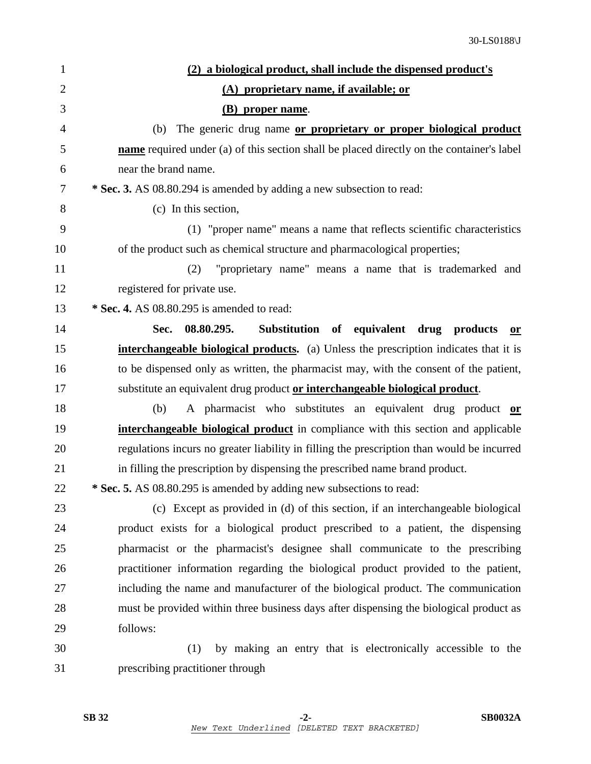**(2) a biological product, shall include the dispensed product's**

**(A) proprietary name, if available; or**

**(B) proper name**.

(b) The generic drug name **or proprietary or proper biological product name** required under (a) of this section shall be placed directly on the container's label near the brand name.

**\* Sec. 3.** AS 08.80.294 is amended by adding a new subsection to read:

(c) In this section,

(1) "proper name" means a name that reflects scientific characteristics of the product such as chemical structure and pharmacological properties;

(2) "proprietary name" means a name that is trademarked and registered for private use.

**\* Sec. 4.** AS 08.80.295 is amended to read:

**Sec. 08.80.295. Substitution of equivalent drug products or interchangeable biological products.** (a) Unless the prescription indicates that it is to be dispensed only as written, the pharmacist may, with the consent of the patient, substitute an equivalent drug product **or interchangeable biological product**.

(b) A pharmacist who substitutes an equivalent drug product **or interchangeable biological product** in compliance with this section and applicable regulations incurs no greater liability in filling the prescription than would be incurred in filling the prescription by dispensing the prescribed name brand product.

**\* Sec. 5.** AS 08.80.295 is amended by adding new subsections to read:

(c) Except as provided in (d) of this section, if an interchangeable biological product exists for a biological product prescribed to a patient, the dispensing pharmacist or the pharmacist's designee shall communicate to the prescribing practitioner information regarding the biological product provided to the patient, including the name and manufacturer of the biological product. The communication must be provided within three business days after dispensing the biological product as follows:

(1) by making an entry that is electronically accessible to the prescribing practitioner through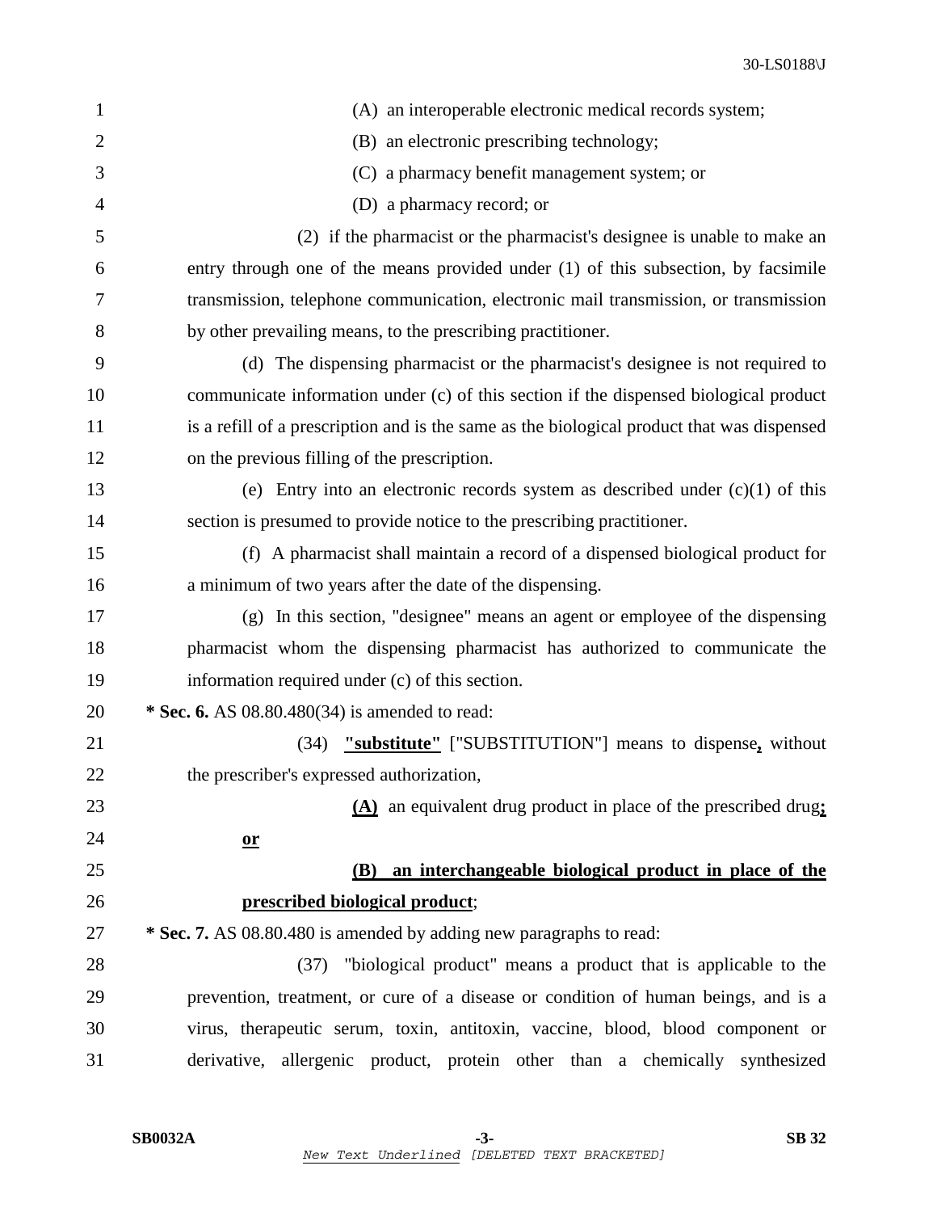(A) an interoperable electronic medical records system;

(B) an electronic prescribing technology;

(C) a pharmacy benefit management system; or

(D) a pharmacy record; or

(2) if the pharmacist or the pharmacist's designee is unable to make an entry through one of the means provided under (1) of this subsection, by facsimile transmission, telephone communication, electronic mail transmission, or transmission by other prevailing means, to the prescribing practitioner.

(d) The dispensing pharmacist or the pharmacist's designee is not required to communicate information under (c) of this section if the dispensed biological product is a refill of a prescription and is the same as the biological product that was dispensed on the previous filling of the prescription.

(e) Entry into an electronic records system as described under (c)(1) of this section is presumed to provide notice to the prescribing practitioner.

(f) A pharmacist shall maintain a record of a dispensed biological product for a minimum of two years after the date of the dispensing.

(g) In this section, "designee" means an agent or employee of the dispensing pharmacist whom the dispensing pharmacist has authorized to communicate the information required under (c) of this section.

**\* Sec. 6.** AS 08.80.480(34) is amended to read:

(34) **<u>"substitute"</u>** ["SUBSTITUTION"] means to dispense**<u>,</u>** without the prescriber's expressed authorization,

**<u>(A)</u>** an equivalent drug product in place of the prescribed drug**<u>;</u>** **<u>or</u>**

**<u>(B) an interchangeable biological product in place of the prescribed biological product</u>**;

**\* Sec. 7.** AS 08.80.480 is amended by adding new paragraphs to read:

(37) "biological product" means a product that is applicable to the prevention, treatment, or cure of a disease or condition of human beings, and is a virus, therapeutic serum, toxin, antitoxin, vaccine, blood, blood component or derivative, allergenic product, protein other than a chemically synthesized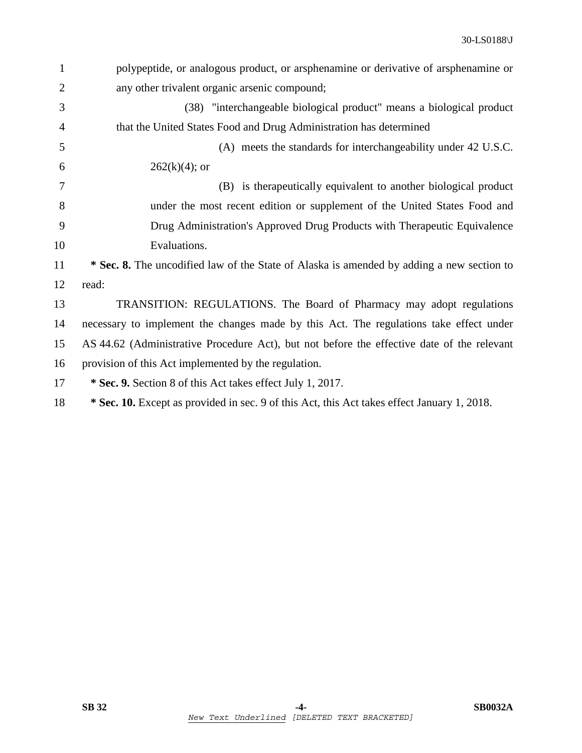polypeptide, or analogous product, or arsphenamine or derivative of arsphenamine or any other trivalent organic arsenic compound;

(38) "interchangeable biological product" means a biological product that the United States Food and Drug Administration has determined

(A) meets the standards for interchangeability under 42 U.S.C. 262(k)(4); or

(B) is therapeutically equivalent to another biological product under the most recent edition or supplement of the United States Food and Drug Administration's Approved Drug Products with Therapeutic Equivalence Evaluations.

**\* Sec. 8.** The uncodified law of the State of Alaska is amended by adding a new section to read:

TRANSITION: REGULATIONS. The Board of Pharmacy may adopt regulations necessary to implement the changes made by this Act. The regulations take effect under AS 44.62 (Administrative Procedure Act), but not before the effective date of the relevant provision of this Act implemented by the regulation.

**\* Sec. 9.** Section 8 of this Act takes effect July 1, 2017.

**\* Sec. 10.** Except as provided in sec. 9 of this Act, this Act takes effect January 1, 2018.